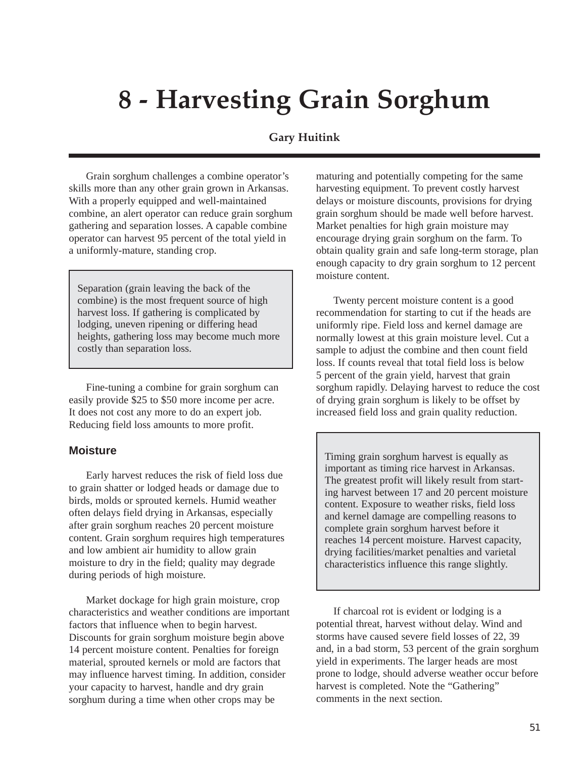# 8 - Harvesting Grain Sorghum

**Gary Huitink**

Grain sorghum challenges a combine operator's skills more than any other grain grown in Arkansas. With a properly equipped and well-maintained combine, an alert operator can reduce grain sorghum gathering and separation losses. A capable combine operator can harvest 95 percent of the total yield in a uniformly-mature, standing crop.

> Separation (grain leaving the back of the combine) is the most frequent source of high harvest loss. If gathering is complicated by lodging, uneven ripening or differing head heights, gathering loss may become much more costly than separation loss.

Fine-tuning a combine for grain sorghum can easily provide $25 to $50 more income per acre. It does not cost any more to do an expert job. Reducing field loss amounts to more profit.

## Moisture

Early harvest reduces the risk of field loss due to grain shatter or lodged heads or damage due to birds, molds or sprouted kernels. Humid weather often delays field drying in Arkansas, especially after grain sorghum reaches 20 percent moisture content. Grain sorghum requires high temperatures and low ambient air humidity to allow grain moisture to dry in the field; quality may degrade during periods of high moisture.

Market dockage for high grain moisture, crop characteristics and weather conditions are important factors that influence when to begin harvest. Discounts for grain sorghum moisture begin above 14 percent moisture content. Penalties for foreign material, sprouted kernels or mold are factors that may influence harvest timing. In addition, consider your capacity to harvest, handle and dry grain sorghum during a time when other crops may be maturing and potentially competing for the same harvesting equipment. To prevent costly harvest delays or moisture discounts, provisions for drying grain sorghum should be made well before harvest. Market penalties for high grain moisture may encourage drying grain sorghum on the farm. To obtain quality grain and safe long-term storage, plan enough capacity to dry grain sorghum to 12 percent moisture content.

Twenty percent moisture content is a good recommendation for starting to cut if the heads are uniformly ripe. Field loss and kernel damage are normally lowest at this grain moisture level. Cut a sample to adjust the combine and then count field loss. If counts reveal that total field loss is below 5 percent of the grain yield, harvest that grain sorghum rapidly. Delaying harvest to reduce the cost of drying grain sorghum is likely to be offset by increased field loss and grain quality reduction.

> Timing grain sorghum harvest is equally as important as timing rice harvest in Arkansas. The greatest profit will likely result from starting harvest between 17 and 20 percent moisture content. Exposure to weather risks, field loss and kernel damage are compelling reasons to complete grain sorghum harvest before it reaches 14 percent moisture. Harvest capacity, drying facilities/market penalties and varietal characteristics influence this range slightly.

If charcoal rot is evident or lodging is a potential threat, harvest without delay. Wind and storms have caused severe field losses of 22, 39 and, in a bad storm, 53 percent of the grain sorghum yield in experiments. The larger heads are most prone to lodge, should adverse weather occur before harvest is completed. Note the "Gathering" comments in the next section.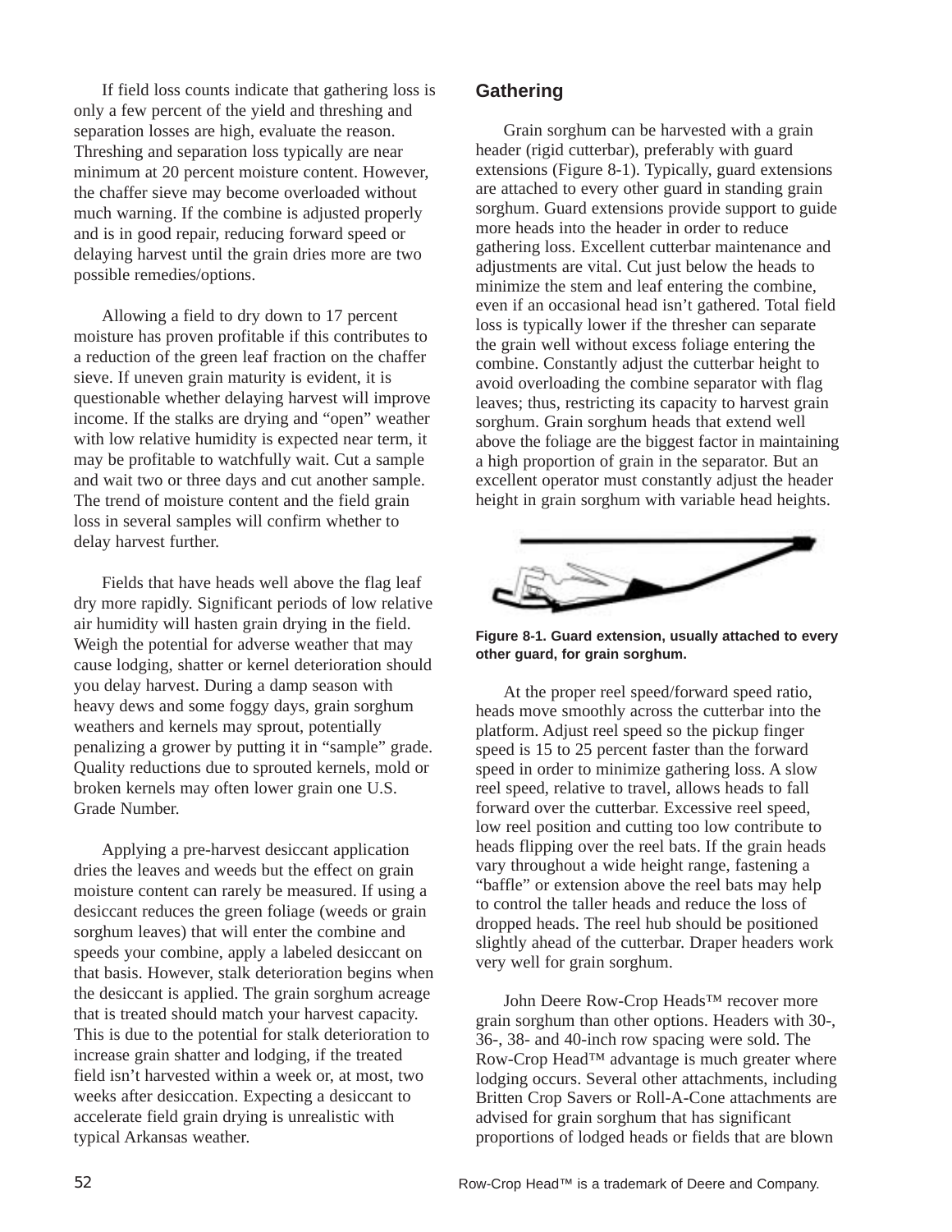If field loss counts indicate that gathering loss is only a few percent of the yield and threshing and separation losses are high, evaluate the reason. Threshing and separation loss typically are near minimum at 20 percent moisture content. However, the chaffer sieve may become overloaded without much warning. If the combine is adjusted properly and is in good repair, reducing forward speed or delaying harvest until the grain dries more are two possible remedies/options.

Allowing a field to dry down to 17 percent moisture has proven profitable if this contributes to a reduction of the green leaf fraction on the chaffer sieve. If uneven grain maturity is evident, it is questionable whether delaying harvest will improve income. If the stalks are drying and "open" weather with low relative humidity is expected near term, it may be profitable to watchfully wait. Cut a sample and wait two or three days and cut another sample. The trend of moisture content and the field grain loss in several samples will confirm whether to delay harvest further.

Fields that have heads well above the flag leaf dry more rapidly. Significant periods of low relative air humidity will hasten grain drying in the field. Weigh the potential for adverse weather that may cause lodging, shatter or kernel deterioration should you delay harvest. During a damp season with heavy dews and some foggy days, grain sorghum weathers and kernels may sprout, potentially penalizing a grower by putting it in "sample" grade. Quality reductions due to sprouted kernels, mold or broken kernels may often lower grain one U.S. Grade Number.

Applying a pre-harvest desiccant application dries the leaves and weeds but the effect on grain moisture content can rarely be measured. If using a desiccant reduces the green foliage (weeds or grain sorghum leaves) that will enter the combine and speeds your combine, apply a labeled desiccant on that basis. However, stalk deterioration begins when the desiccant is applied. The grain sorghum acreage that is treated should match your harvest capacity. This is due to the potential for stalk deterioration to increase grain shatter and lodging, if the treated field isn't harvested within a week or, at most, two weeks after desiccation. Expecting a desiccant to accelerate field grain drying is unrealistic with typical Arkansas weather.

## Gathering

Grain sorghum can be harvested with a grain header (rigid cutterbar), preferably with guard extensions (Figure 8-1). Typically, guard extensions are attached to every other guard in standing grain sorghum. Guard extensions provide support to guide more heads into the header in order to reduce gathering loss. Excellent cutterbar maintenance and adjustments are vital. Cut just below the heads to minimize the stem and leaf entering the combine, even if an occasional head isn't gathered. Total field loss is typically lower if the thresher can separate the grain well without excess foliage entering the combine. Constantly adjust the cutterbar height to avoid overloading the combine separator with flag leaves; thus, restricting its capacity to harvest grain sorghum. Grain sorghum heads that extend well above the foliage are the biggest factor in maintaining a high proportion of grain in the separator. But an excellent operator must constantly adjust the header height in grain sorghum with variable head heights.

**Figure 8-1. Guard extension, usually attached to every other guard, for grain sorghum.**

At the proper reel speed/forward speed ratio, heads move smoothly across the cutterbar into the platform. Adjust reel speed so the pickup finger speed is 15 to 25 percent faster than the forward speed in order to minimize gathering loss. A slow reel speed, relative to travel, allows heads to fall forward over the cutterbar. Excessive reel speed, low reel position and cutting too low contribute to heads flipping over the reel bats. If the grain heads vary throughout a wide height range, fastening a "baffle" or extension above the reel bats may help to control the taller heads and reduce the loss of dropped heads. The reel hub should be positioned slightly ahead of the cutterbar. Draper headers work very well for grain sorghum.

John Deere Row-Crop Heads™ recover more grain sorghum than other options. Headers with 30-, 36-, 38- and 40-inch row spacing were sold. The Row-Crop Head™ advantage is much greater where lodging occurs. Several other attachments, including Britten Crop Savers or Roll-A-Cone attachments are advised for grain sorghum that has significant proportions of lodged heads or fields that are blown

Row-Crop Head™ is a trademark of Deere and Company.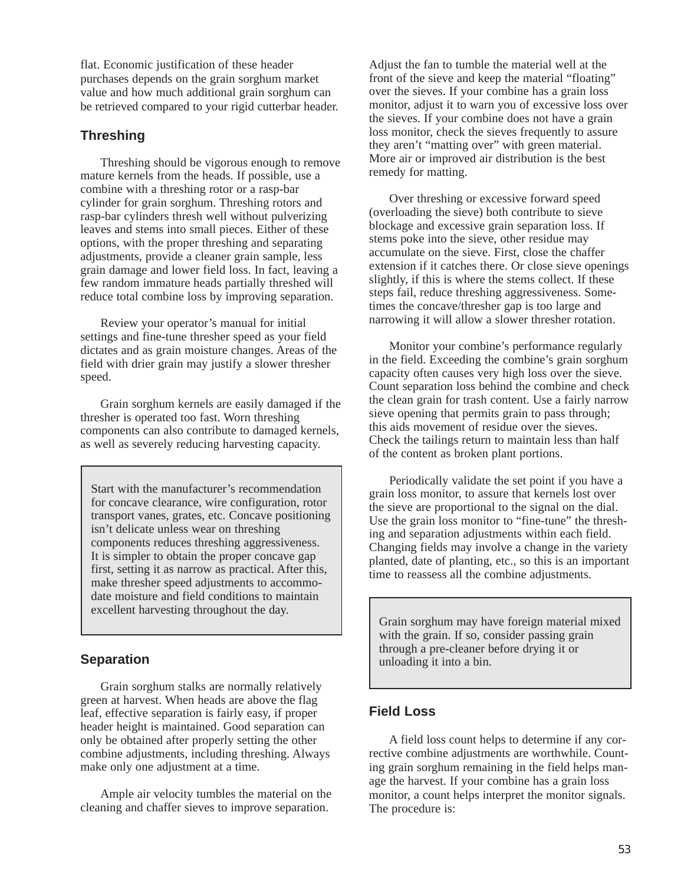flat. Economic justification of these header purchases depends on the grain sorghum market value and how much additional grain sorghum can be retrieved compared to your rigid cutterbar header.

## Threshing

Threshing should be vigorous enough to remove mature kernels from the heads. If possible, use a combine with a threshing rotor or a rasp-bar cylinder for grain sorghum. Threshing rotors and rasp-bar cylinders thresh well without pulverizing leaves and stems into small pieces. Either of these options, with the proper threshing and separating adjustments, provide a cleaner grain sample, less grain damage and lower field loss. In fact, leaving a few random immature heads partially threshed will reduce total combine loss by improving separation.

Review your operator's manual for initial settings and fine-tune thresher speed as your field dictates and as grain moisture changes. Areas of the field with drier grain may justify a slower thresher speed.

Grain sorghum kernels are easily damaged if the thresher is operated too fast. Worn threshing components can also contribute to damaged kernels, as well as severely reducing harvesting capacity.

> Start with the manufacturer's recommendation for concave clearance, wire configuration, rotor transport vanes, grates, etc. Concave positioning isn't delicate unless wear on threshing components reduces threshing aggressiveness. It is simpler to obtain the proper concave gap first, setting it as narrow as practical. After this, make thresher speed adjustments to accommodate moisture and field conditions to maintain excellent harvesting throughout the day.

## Separation

Grain sorghum stalks are normally relatively green at harvest. When heads are above the flag leaf, effective separation is fairly easy, if proper header height is maintained. Good separation can only be obtained after properly setting the other combine adjustments, including threshing. Always make only one adjustment at a time.

Ample air velocity tumbles the material on the cleaning and chaffer sieves to improve separation. Adjust the fan to tumble the material well at the front of the sieve and keep the material "floating" over the sieves. If your combine has a grain loss monitor, adjust it to warn you of excessive loss over the sieves. If your combine does not have a grain loss monitor, check the sieves frequently to assure they aren't "matting over" with green material. More air or improved air distribution is the best remedy for matting.

Over threshing or excessive forward speed (overloading the sieve) both contribute to sieve blockage and excessive grain separation loss. If stems poke into the sieve, other residue may accumulate on the sieve. First, close the chaffer extension if it catches there. Or close sieve openings slightly, if this is where the stems collect. If these steps fail, reduce threshing aggressiveness. Sometimes the concave/thresher gap is too large and narrowing it will allow a slower thresher rotation.

Monitor your combine's performance regularly in the field. Exceeding the combine's grain sorghum capacity often causes very high loss over the sieve. Count separation loss behind the combine and check the clean grain for trash content. Use a fairly narrow sieve opening that permits grain to pass through; this aids movement of residue over the sieves. Check the tailings return to maintain less than half of the content as broken plant portions.

Periodically validate the set point if you have a grain loss monitor, to assure that kernels lost over the sieve are proportional to the signal on the dial. Use the grain loss monitor to "fine-tune" the threshing and separation adjustments within each field. Changing fields may involve a change in the variety planted, date of planting, etc., so this is an important time to reassess all the combine adjustments.

> Grain sorghum may have foreign material mixed with the grain. If so, consider passing grain through a pre-cleaner before drying it or unloading it into a bin.

## Field Loss

A field loss count helps to determine if any corrective combine adjustments are worthwhile. Counting grain sorghum remaining in the field helps manage the harvest. If your combine has a grain loss monitor, a count helps interpret the monitor signals. The procedure is: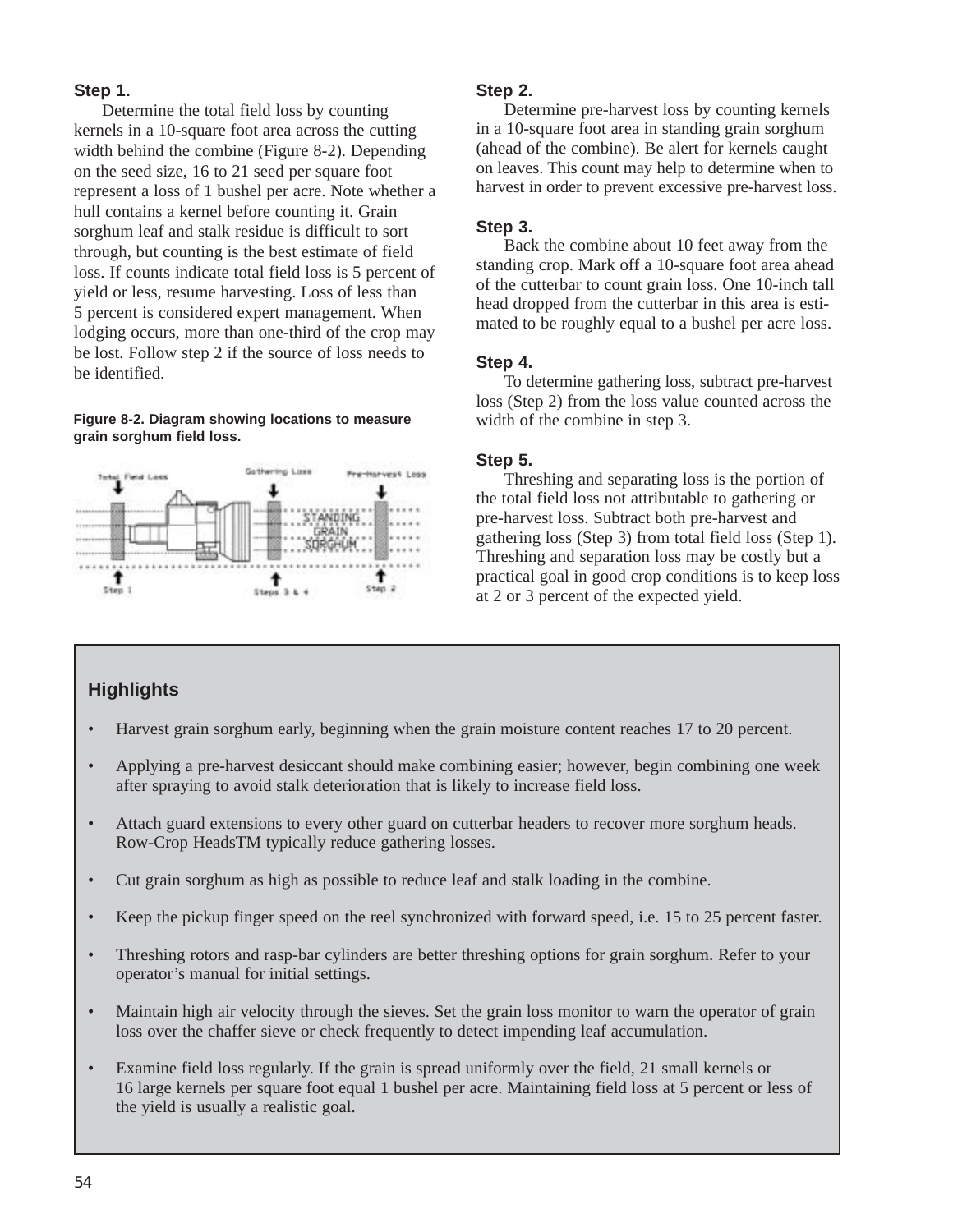**Step 1.**

Determine the total field loss by counting kernels in a 10-square foot area across the cutting width behind the combine (Figure 8-2). Depending on the seed size, 16 to 21 seed per square foot represent a loss of 1 bushel per acre. Note whether a hull contains a kernel before counting it. Grain sorghum leaf and stalk residue is difficult to sort through, but counting is the best estimate of field loss. If counts indicate total field loss is 5 percent of yield or less, resume harvesting. Loss of less than 5 percent is considered expert management. When lodging occurs, more than one-third of the crop may be lost. Follow step 2 if the source of loss needs to be identified.

**Figure 8-2. Diagram showing locations to measure grain sorghum field loss.**

Total Field Loss

Gathering Loss

Pre-Harvest Loss

STANDING GRAIN SORGHUM

Step 1

Steps 3 & 4

Step 2

**Step 2.**

Determine pre-harvest loss by counting kernels in a 10-square foot area in standing grain sorghum (ahead of the combine). Be alert for kernels caught on leaves. This count may help to determine when to harvest in order to prevent excessive pre-harvest loss.

**Step 3.**

Back the combine about 10 feet away from the standing crop. Mark off a 10-square foot area ahead of the cutterbar to count grain loss. One 10-inch tall head dropped from the cutterbar in this area is estimated to be roughly equal to a bushel per acre loss.

**Step 4.**

To determine gathering loss, subtract pre-harvest loss (Step 2) from the loss value counted across the width of the combine in step 3.

**Step 5.**

Threshing and separating loss is the portion of the total field loss not attributable to gathering or pre-harvest loss. Subtract both pre-harvest and gathering loss (Step 3) from total field loss (Step 1). Threshing and separation loss may be costly but a practical goal in good crop conditions is to keep loss at 2 or 3 percent of the expected yield.

### Highlights

- Harvest grain sorghum early, beginning when the grain moisture content reaches 17 to 20 percent.
- Applying a pre-harvest desiccant should make combining easier; however, begin combining one week after spraying to avoid stalk deterioration that is likely to increase field loss.
- Attach guard extensions to every other guard on cutterbar headers to recover more sorghum heads. Row-Crop HeadsTM typically reduce gathering losses.
- Cut grain sorghum as high as possible to reduce leaf and stalk loading in the combine.
- Keep the pickup finger speed on the reel synchronized with forward speed, i.e. 15 to 25 percent faster.
- Threshing rotors and rasp-bar cylinders are better threshing options for grain sorghum. Refer to your operator's manual for initial settings.
- Maintain high air velocity through the sieves. Set the grain loss monitor to warn the operator of grain loss over the chaffer sieve or check frequently to detect impending leaf accumulation.
- Examine field loss regularly. If the grain is spread uniformly over the field, 21 small kernels or 16 large kernels per square foot equal 1 bushel per acre. Maintaining field loss at 5 percent or less of the yield is usually a realistic goal.